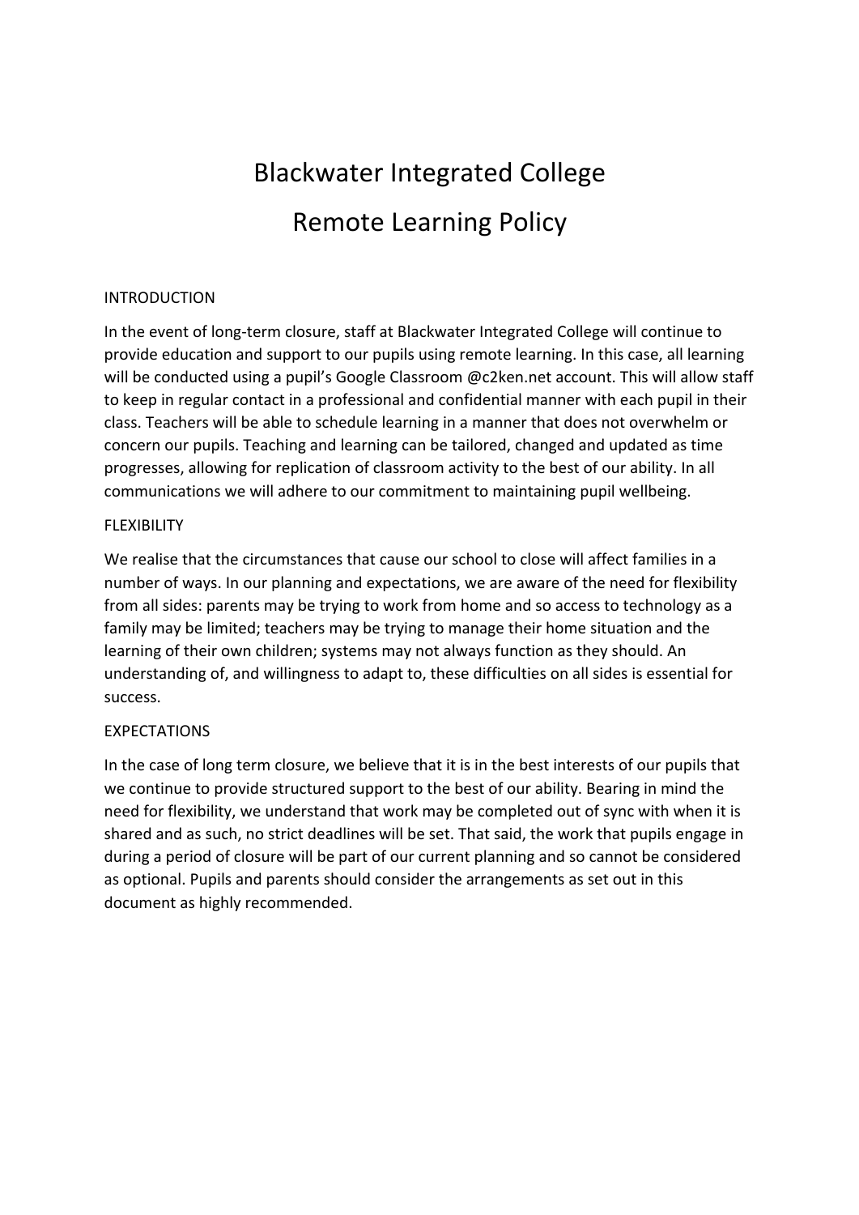# Blackwater Integrated College

# Remote Learning Policy

## INTRODUCTION

In the event of long-term closure, staff at Blackwater Integrated College will continue to provide education and support to our pupils using remote learning. In this case, all learning will be conducted using a pupil's Google Classroom @c2ken.net account. This will allow staff to keep in regular contact in a professional and confidential manner with each pupil in their class. Teachers will be able to schedule learning in a manner that does not overwhelm or concern our pupils. Teaching and learning can be tailored, changed and updated as time progresses, allowing for replication of classroom activity to the best of our ability. In all communications we will adhere to our commitment to maintaining pupil wellbeing.

## FLEXIBILITY

We realise that the circumstances that cause our school to close will affect families in a number of ways. In our planning and expectations, we are aware of the need for flexibility from all sides: parents may be trying to work from home and so access to technology as a family may be limited; teachers may be trying to manage their home situation and the learning of their own children; systems may not always function as they should. An understanding of, and willingness to adapt to, these difficulties on all sides is essential for success.

## EXPECTATIONS

In the case of long term closure, we believe that it is in the best interests of our pupils that we continue to provide structured support to the best of our ability. Bearing in mind the need for flexibility, we understand that work may be completed out of sync with when it is shared and as such, no strict deadlines will be set. That said, the work that pupils engage in during a period of closure will be part of our current planning and so cannot be considered as optional. Pupils and parents should consider the arrangements as set out in this document as highly recommended.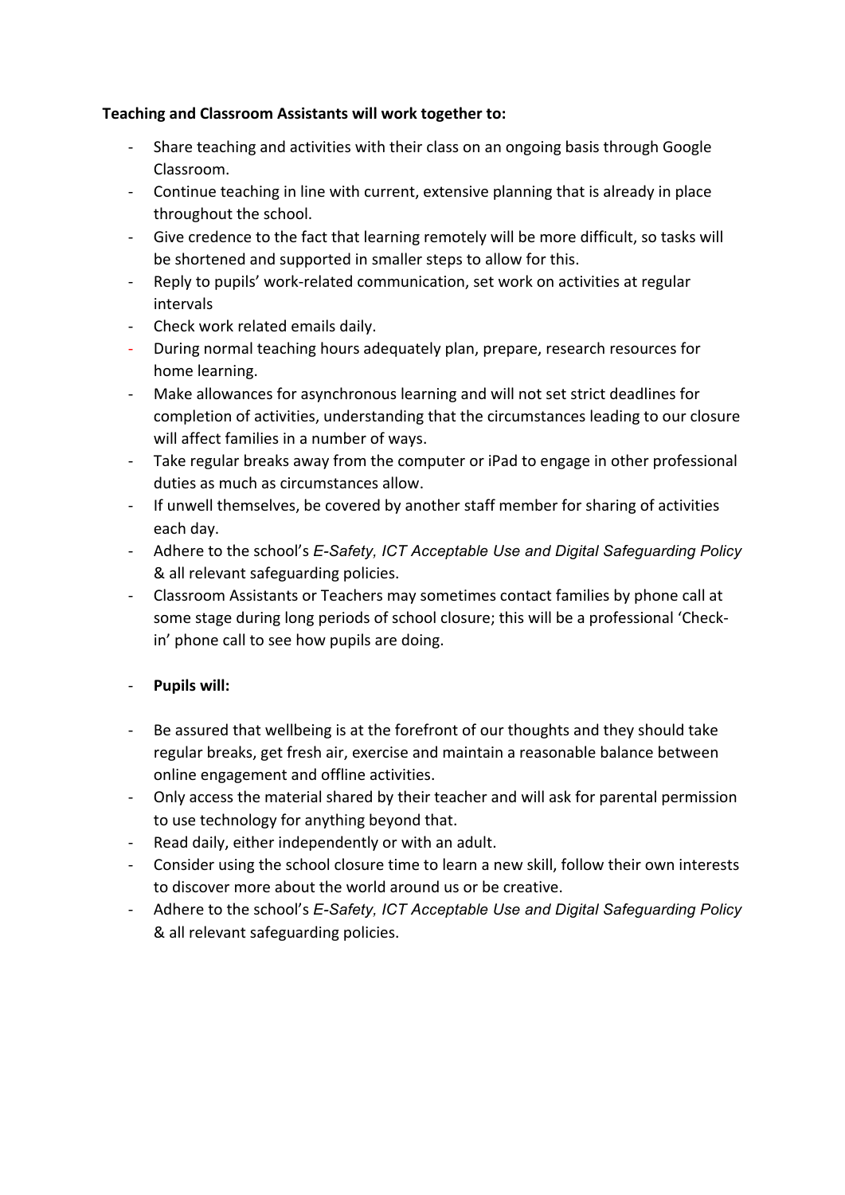**Teaching and Classroom Assistants will work together to:**

- Share teaching and activities with their class on an ongoing basis through Google Classroom.
- Continue teaching in line with current, extensive planning that is already in place throughout the school.
- Give credence to the fact that learning remotely will be more difficult, so tasks will be shortened and supported in smaller steps to allow for this.
- Reply to pupils' work-related communication, set work on activities at regular intervals
- Check work related emails daily.
- During normal teaching hours adequately plan, prepare, research resources for home learning.
- Make allowances for asynchronous learning and will not set strict deadlines for completion of activities, understanding that the circumstances leading to our closure will affect families in a number of ways.
- Take regular breaks away from the computer or iPad to engage in other professional duties as much as circumstances allow.
- If unwell themselves, be covered by another staff member for sharing of activities each day.
- Adhere to the school's *E-Safety, ICT Acceptable Use and Digital Safeguarding Policy* & all relevant safeguarding policies.
- Classroom Assistants or Teachers may sometimes contact families by phone call at some stage during long periods of school closure; this will be a professional 'Check-in' phone call to see how pupils are doing.

- **Pupils will:**

- Be assured that wellbeing is at the forefront of our thoughts and they should take regular breaks, get fresh air, exercise and maintain a reasonable balance between online engagement and offline activities.
- Only access the material shared by their teacher and will ask for parental permission to use technology for anything beyond that.
- Read daily, either independently or with an adult.
- Consider using the school closure time to learn a new skill, follow their own interests to discover more about the world around us or be creative.
- Adhere to the school's *E-Safety, ICT Acceptable Use and Digital Safeguarding Policy* & all relevant safeguarding policies.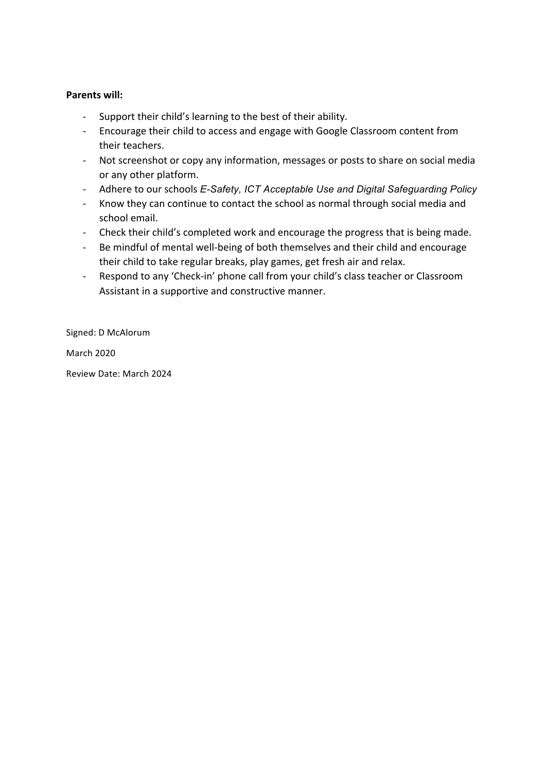**Parents will:**

- Support their child's learning to the best of their ability.
- Encourage their child to access and engage with Google Classroom content from their teachers.
- Not screenshot or copy any information, messages or posts to share on social media or any other platform.
- Adhere to our schools *E-Safety, ICT Acceptable Use and Digital Safeguarding Policy*
- Know they can continue to contact the school as normal through social media and school email.
- Check their child's completed work and encourage the progress that is being made.
- Be mindful of mental well-being of both themselves and their child and encourage their child to take regular breaks, play games, get fresh air and relax.
- Respond to any 'Check-in' phone call from your child's class teacher or Classroom Assistant in a supportive and constructive manner.

Signed: D McAlorum

March 2020

Review Date: March 2024